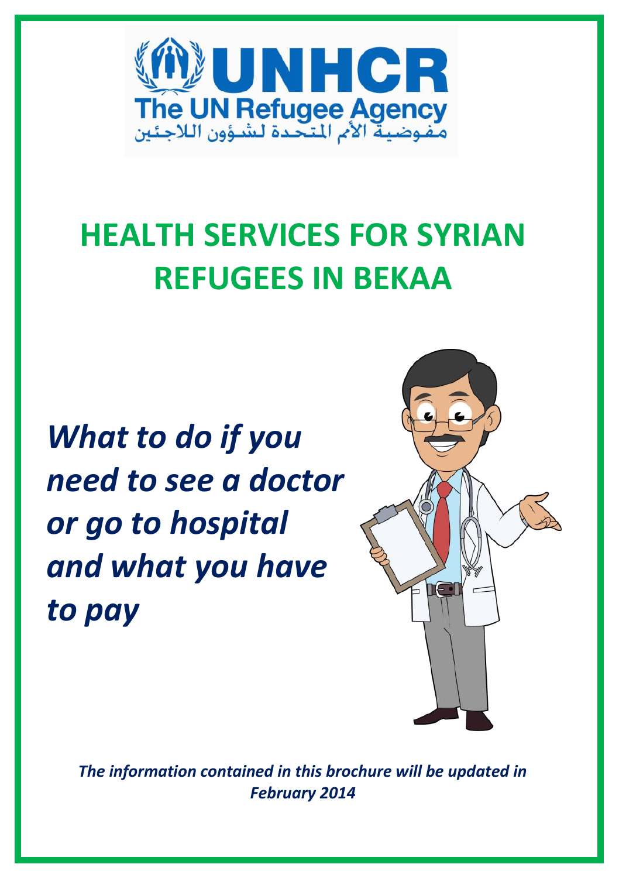UNHCR

The UN Refugee Agency

مفوضية الأمم المتحدة لشؤون اللاجئين

# HEALTH SERVICES FOR SYRIAN REFUGEES IN BEKAA

***What to do if you need to see a doctor or go to hospital and what you have to pay***

***The information contained in this brochure will be updated in February 2014***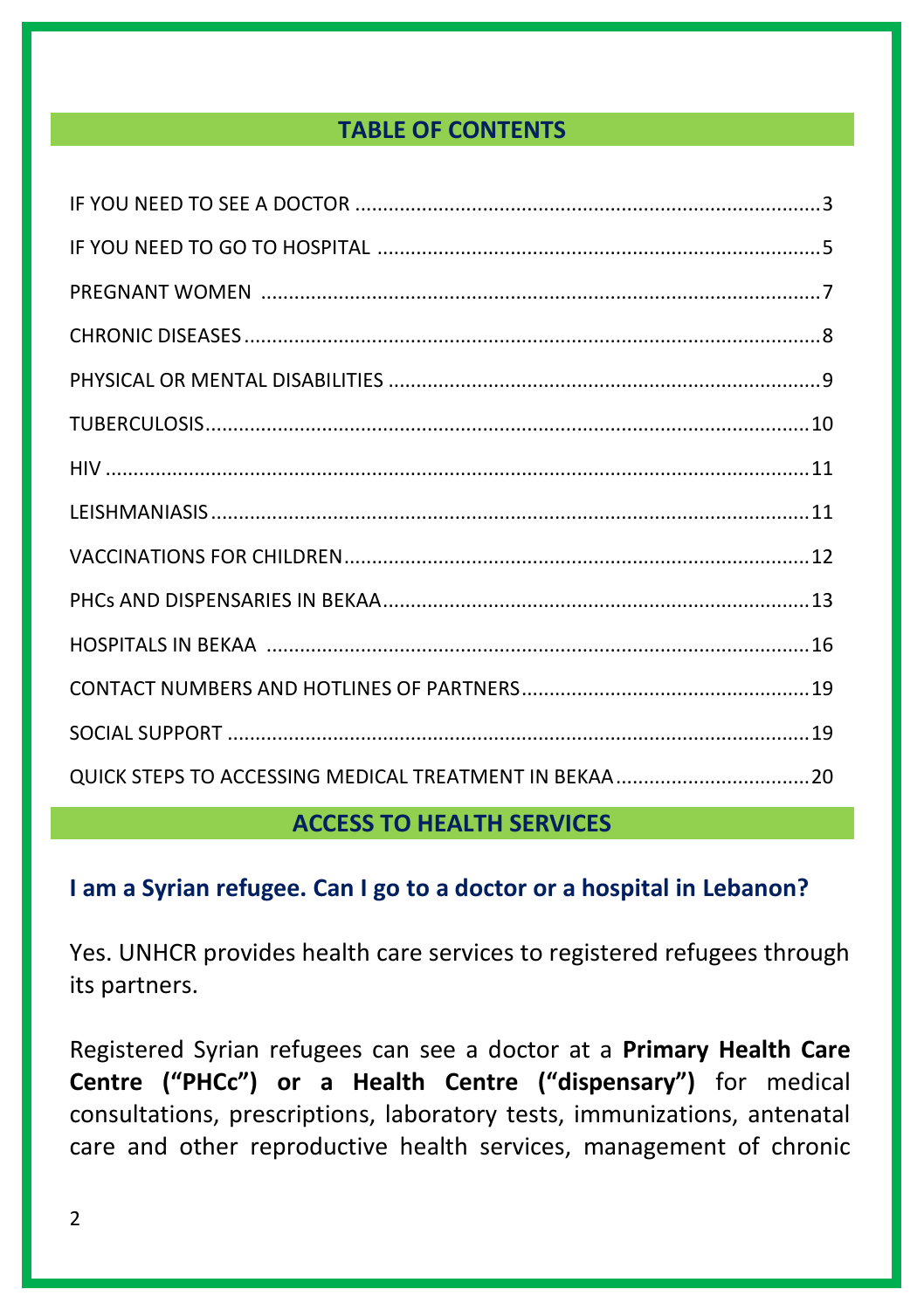## TABLE OF CONTENTS

IF YOU NEED TO SEE A DOCTOR ........................................................................................3

IF YOU NEED TO GO TO HOSPITAL ..................................................................................5

PREGNANT WOMEN ........................................................................................................7

CHRONIC DISEASES..........................................................................................................8

PHYSICAL OR MENTAL DISABILITIES ...............................................................................9

TUBERCULOSIS.................................................................................................................10

HIV ....................................................................................................................................11

LEISHMANIASIS................................................................................................................11

VACCINATIONS FOR CHILDREN........................................................................................12

PHCs AND DISPENSARIES IN BEKAA...............................................................................13

HOSPITALS IN BEKAA ......................................................................................................16

CONTACT NUMBERS AND HOTLINES OF PARTNERS.......................................................19

SOCIAL SUPPORT .............................................................................................................19

QUICK STEPS TO ACCESSING MEDICAL TREATMENT IN BEKAA....................................20

## ACCESS TO HEALTH SERVICES

### I am a Syrian refugee. Can I go to a doctor or a hospital in Lebanon?

Yes. UNHCR provides health care services to registered refugees through its partners.

Registered Syrian refugees can see a doctor at a **Primary Health Care Centre ("PHCc") or a Health Centre ("dispensary")** for medical consultations, prescriptions, laboratory tests, immunizations, antenatal care and other reproductive health services, management of chronic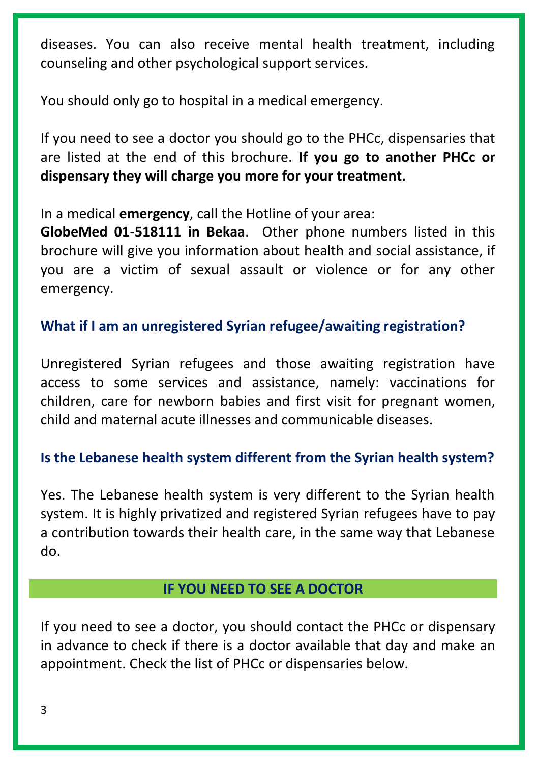diseases. You can also receive mental health treatment, including counseling and other psychological support services.

You should only go to hospital in a medical emergency.

If you need to see a doctor you should go to the PHCc, dispensaries that are listed at the end of this brochure. **If you go to another PHCc or dispensary they will charge you more for your treatment.**

In a medical **emergency**, call the Hotline of your area:
**GlobeMed 01-518111 in Bekaa**. Other phone numbers listed in this brochure will give you information about health and social assistance, if you are a victim of sexual assault or violence or for any other emergency.

### What if I am an unregistered Syrian refugee/awaiting registration?

Unregistered Syrian refugees and those awaiting registration have access to some services and assistance, namely: vaccinations for children, care for newborn babies and first visit for pregnant women, child and maternal acute illnesses and communicable diseases.

### Is the Lebanese health system different from the Syrian health system?

Yes. The Lebanese health system is very different to the Syrian health system. It is highly privatized and registered Syrian refugees have to pay a contribution towards their health care, in the same way that Lebanese do.

## IF YOU NEED TO SEE A DOCTOR

If you need to see a doctor, you should contact the PHCc or dispensary in advance to check if there is a doctor available that day and make an appointment. Check the list of PHCc or dispensaries below.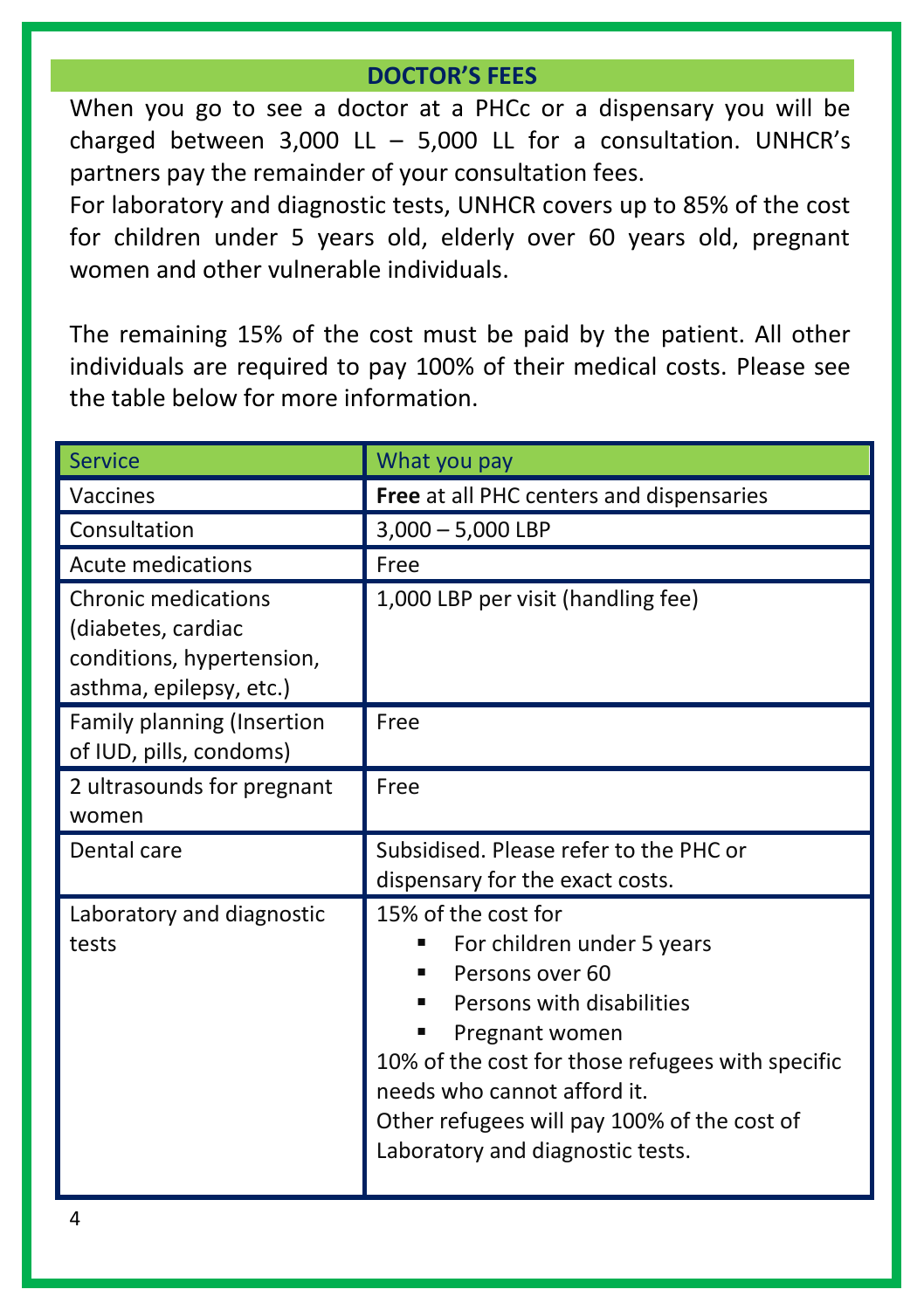## DOCTOR'S FEES

When you go to see a doctor at a PHCc or a dispensary you will be charged between 3,000 LL – 5,000 LL for a consultation. UNHCR's partners pay the remainder of your consultation fees.

For laboratory and diagnostic tests, UNHCR covers up to 85% of the cost for children under 5 years old, elderly over 60 years old, pregnant women and other vulnerable individuals.

The remaining 15% of the cost must be paid by the patient. All other individuals are required to pay 100% of their medical costs. Please see the table below for more information.

| Service | What you pay |
| --- | --- |
| Vaccines | **Free** at all PHC centers and dispensaries |
| Consultation | 3,000 – 5,000 LBP |
| Acute medications | Free |
| Chronic medications (diabetes, cardiac conditions, hypertension, asthma, epilepsy, etc.) | 1,000 LBP per visit (handling fee) |
| Family planning (Insertion of IUD, pills, condoms) | Free |
| 2 ultrasounds for pregnant women | Free |
| Dental care | Subsidised. Please refer to the PHC or dispensary for the exact costs. |
| Laboratory and diagnostic tests | 15% of the cost for<br>▪ For children under 5 years<br>▪ Persons over 60<br>▪ Persons with disabilities<br>▪ Pregnant women<br>10% of the cost for those refugees with specific needs who cannot afford it.<br>Other refugees will pay 100% of the cost of Laboratory and diagnostic tests. |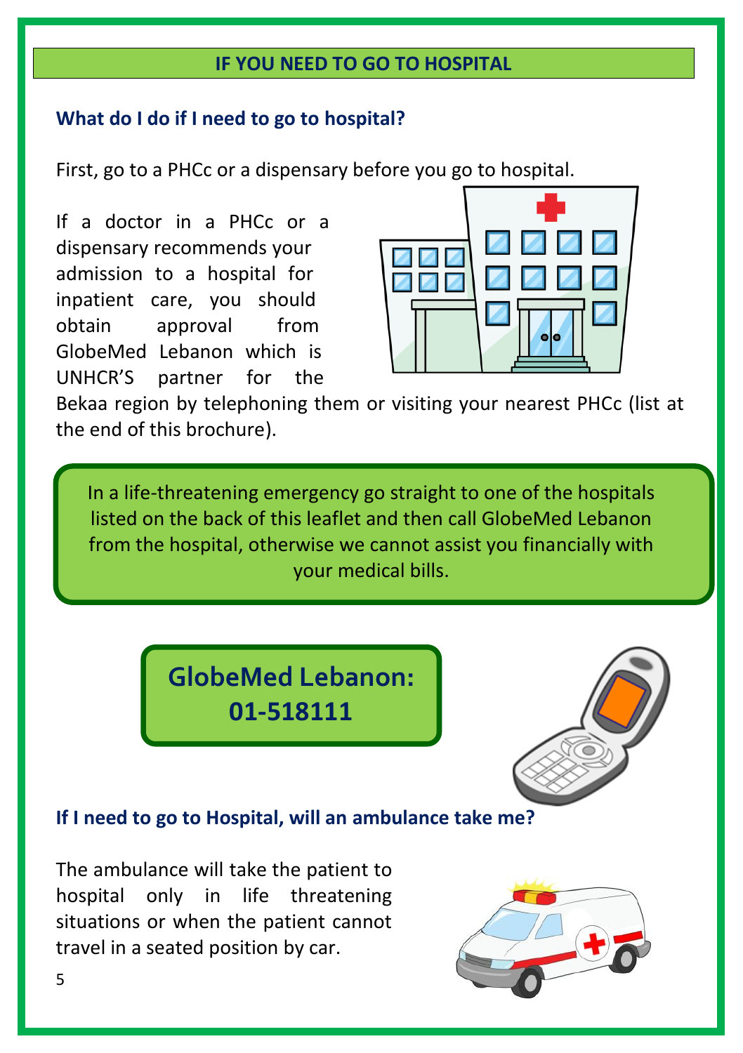## IF YOU NEED TO GO TO HOSPITAL

### What do I do if I need to go to hospital?

First, go to a PHCc or a dispensary before you go to hospital.

If a doctor in a PHCc or a dispensary recommends your admission to a hospital for inpatient care, you should obtain approval from GlobeMed Lebanon which is UNHCR'S partner for the Bekaa region by telephoning them or visiting your nearest PHCc (list at the end of this brochure).

In a life-threatening emergency go straight to one of the hospitals listed on the back of this leaflet and then call GlobeMed Lebanon from the hospital, otherwise we cannot assist you financially with your medical bills.

**GlobeMed Lebanon: 01-518111**

### If I need to go to Hospital, will an ambulance take me?

The ambulance will take the patient to hospital only in life threatening situations or when the patient cannot travel in a seated position by car.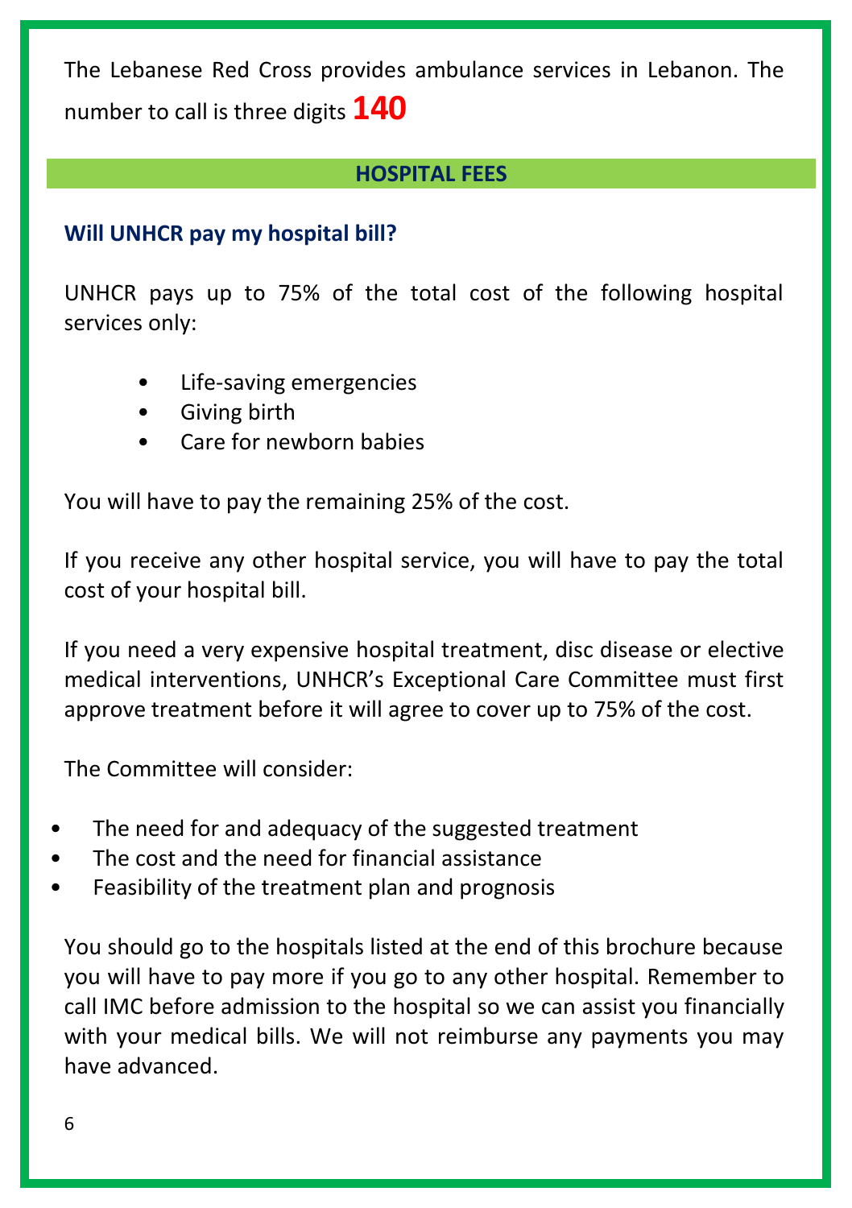The Lebanese Red Cross provides ambulance services in Lebanon. The number to call is three digits **140**

## HOSPITAL FEES

### Will UNHCR pay my hospital bill?

UNHCR pays up to 75% of the total cost of the following hospital services only:

- Life-saving emergencies
- Giving birth
- Care for newborn babies

You will have to pay the remaining 25% of the cost.

If you receive any other hospital service, you will have to pay the total cost of your hospital bill.

If you need a very expensive hospital treatment, disc disease or elective medical interventions, UNHCR's Exceptional Care Committee must first approve treatment before it will agree to cover up to 75% of the cost.

The Committee will consider:

- The need for and adequacy of the suggested treatment
- The cost and the need for financial assistance
- Feasibility of the treatment plan and prognosis

You should go to the hospitals listed at the end of this brochure because you will have to pay more if you go to any other hospital. Remember to call IMC before admission to the hospital so we can assist you financially with your medical bills. We will not reimburse any payments you may have advanced.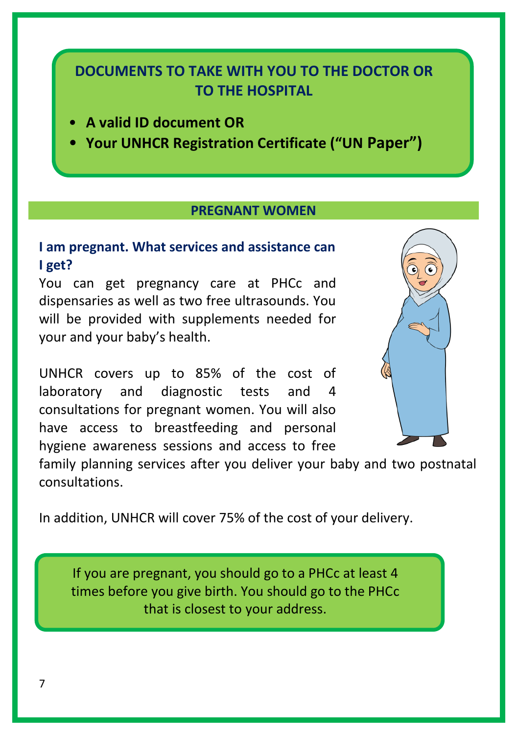## DOCUMENTS TO TAKE WITH YOU TO THE DOCTOR OR TO THE HOSPITAL

- **A valid ID document OR**
- **Your UNHCR Registration Certificate ("UN Paper")**

## PREGNANT WOMEN

### I am pregnant. What services and assistance can I get?

You can get pregnancy care at PHCc and dispensaries as well as two free ultrasounds. You will be provided with supplements needed for your and your baby's health.

UNHCR covers up to 85% of the cost of laboratory and diagnostic tests and 4 consultations for pregnant women. You will also have access to breastfeeding and personal hygiene awareness sessions and access to free family planning services after you deliver your baby and two postnatal consultations.

In addition, UNHCR will cover 75% of the cost of your delivery.

If you are pregnant, you should go to a PHCc at least 4 times before you give birth. You should go to the PHCc that is closest to your address.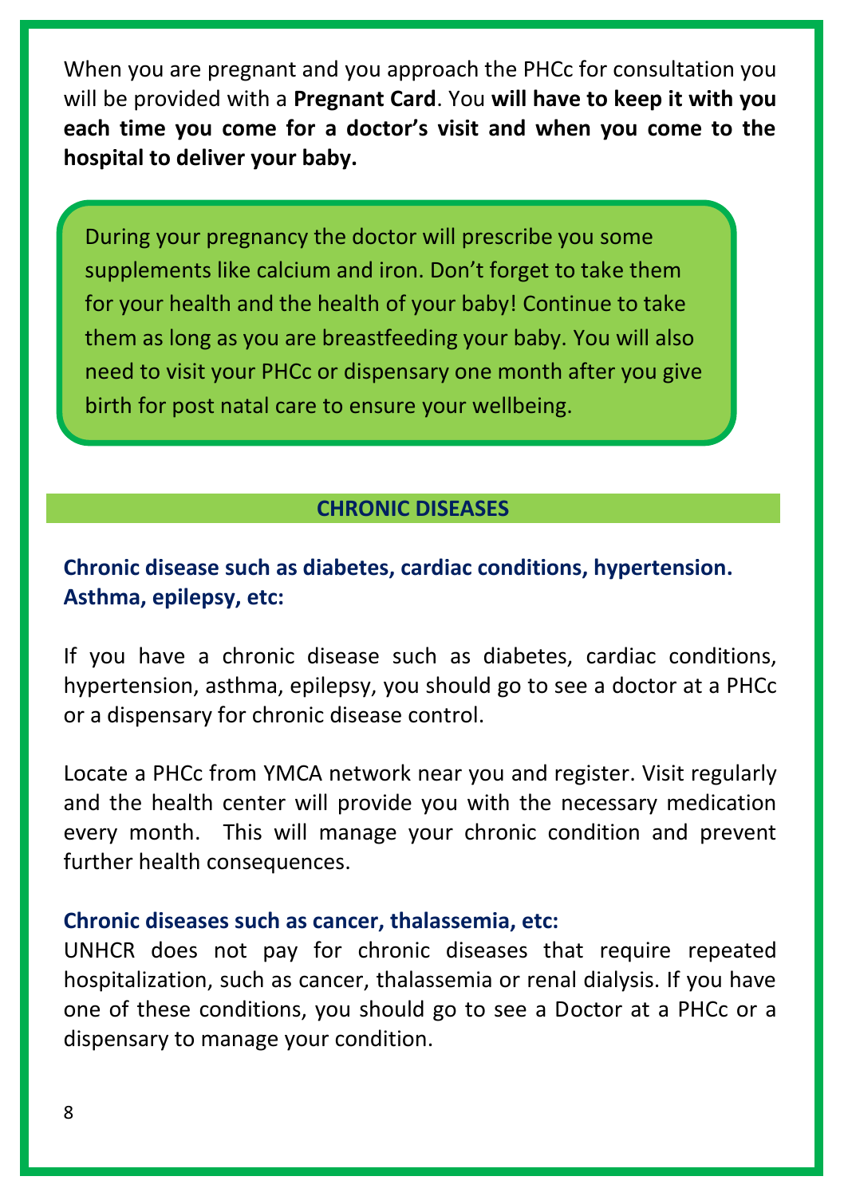When you are pregnant and you approach the PHCc for consultation you will be provided with a **Pregnant Card**. You **will have to keep it with you each time you come for a doctor's visit and when you come to the hospital to deliver your baby.**

> During your pregnancy the doctor will prescribe you some supplements like calcium and iron. Don't forget to take them for your health and the health of your baby! Continue to take them as long as you are breastfeeding your baby. You will also need to visit your PHCc or dispensary one month after you give birth for post natal care to ensure your wellbeing.

## CHRONIC DISEASES

### Chronic disease such as diabetes, cardiac conditions, hypertension. Asthma, epilepsy, etc:

If you have a chronic disease such as diabetes, cardiac conditions, hypertension, asthma, epilepsy, you should go to see a doctor at a PHCc or a dispensary for chronic disease control.

Locate a PHCc from YMCA network near you and register. Visit regularly and the health center will provide you with the necessary medication every month. This will manage your chronic condition and prevent further health consequences.

### Chronic diseases such as cancer, thalassemia, etc:

UNHCR does not pay for chronic diseases that require repeated hospitalization, such as cancer, thalassemia or renal dialysis. If you have one of these conditions, you should go to see a Doctor at a PHCc or a dispensary to manage your condition.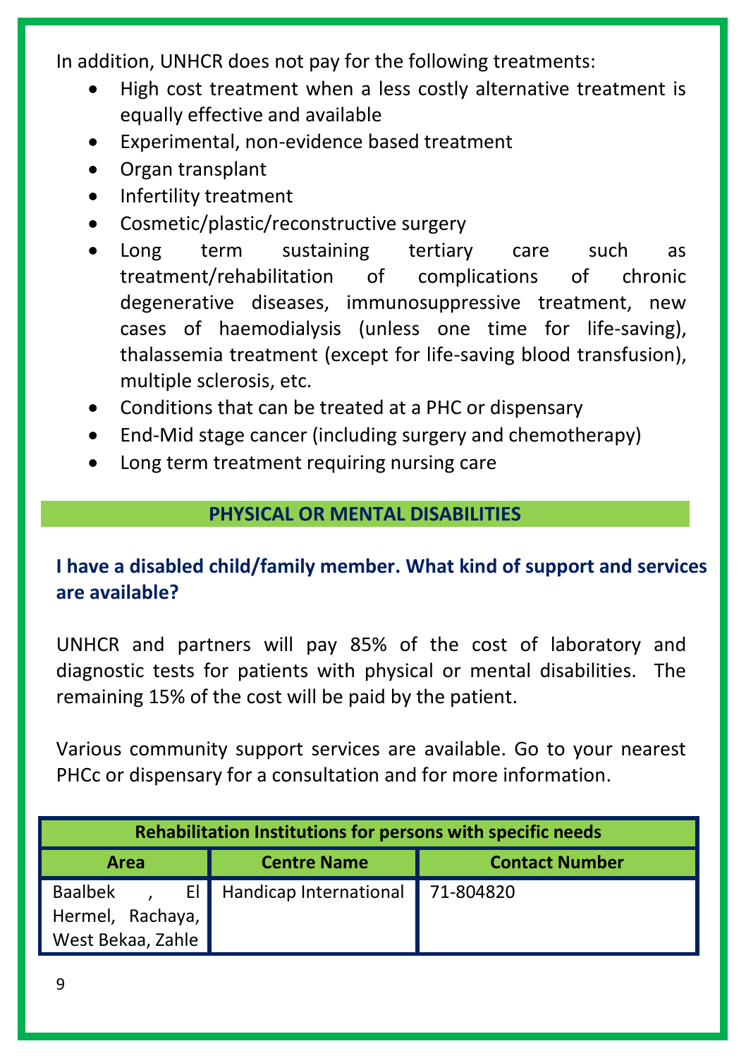In addition, UNHCR does not pay for the following treatments:

- High cost treatment when a less costly alternative treatment is equally effective and available
- Experimental, non-evidence based treatment
- Organ transplant
- Infertility treatment
- Cosmetic/plastic/reconstructive surgery
- Long term sustaining tertiary care such as treatment/rehabilitation of complications of chronic degenerative diseases, immunosuppressive treatment, new cases of haemodialysis (unless one time for life-saving), thalassemia treatment (except for life-saving blood transfusion), multiple sclerosis, etc.
- Conditions that can be treated at a PHC or dispensary
- End-Mid stage cancer (including surgery and chemotherapy)
- Long term treatment requiring nursing care

## PHYSICAL OR MENTAL DISABILITIES

### I have a disabled child/family member. What kind of support and services are available?

UNHCR and partners will pay 85% of the cost of laboratory and diagnostic tests for patients with physical or mental disabilities. The remaining 15% of the cost will be paid by the patient.

Various community support services are available. Go to your nearest PHCc or dispensary for a consultation and for more information.

| Rehabilitation Institutions for persons with specific needs | | |
|---|---|---|
| **Area** | **Centre Name** | **Contact Number** |
| Baalbek , El Hermel, Rachaya, West Bekaa, Zahle | Handicap International | 71-804820 |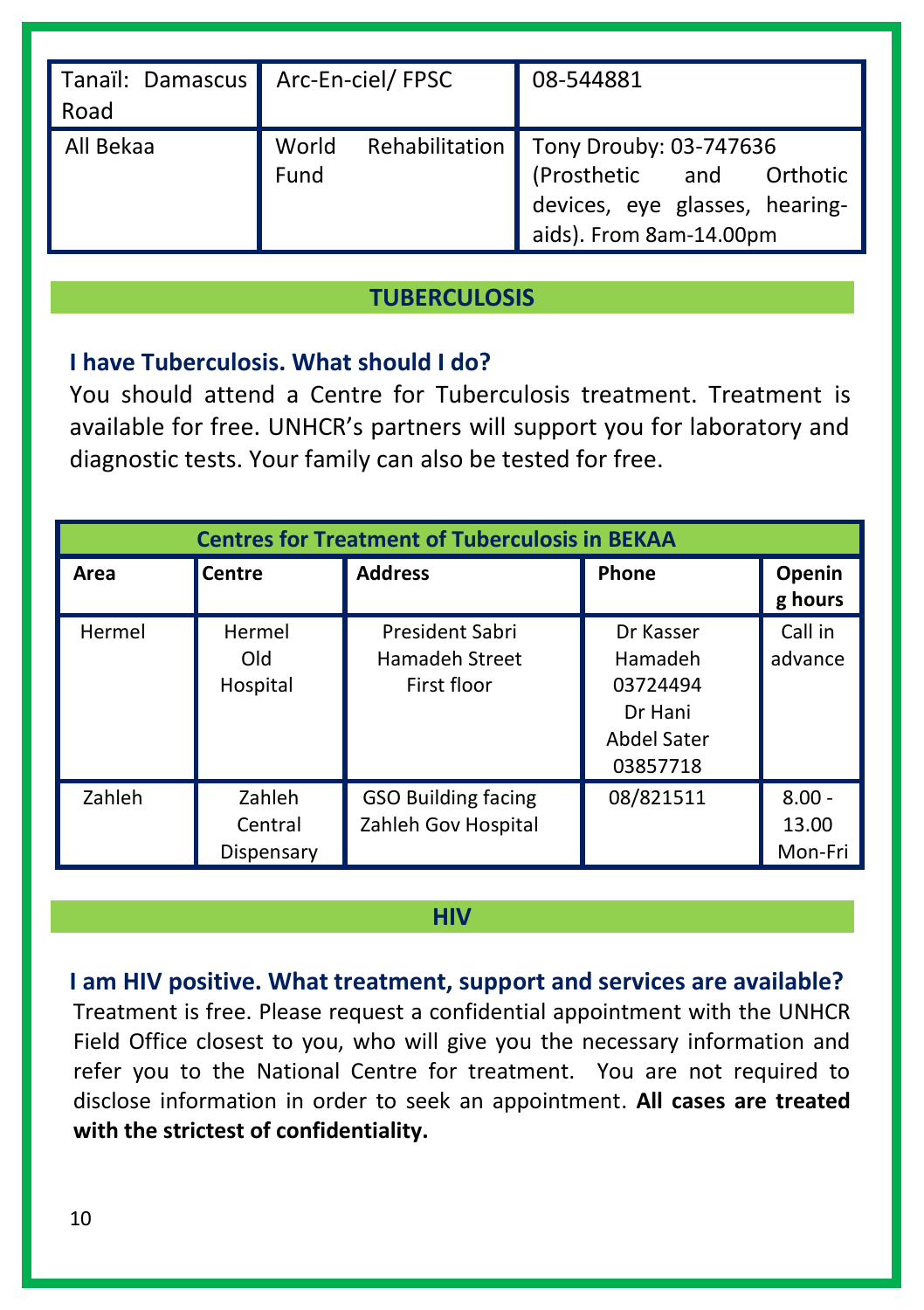| | | |
|---|---|---|
| Tanaïl: Damascus Road | Arc-En-ciel/ FPSC | 08-544881 |
| All Bekaa | World Rehabilitation Fund | Tony Drouby: 03-747636 (Prosthetic and Orthotic devices, eye glasses, hearing-aids). From 8am-14.00pm |

## TUBERCULOSIS

### I have Tuberculosis. What should I do?

You should attend a Centre for Tuberculosis treatment. Treatment is available for free. UNHCR's partners will support you for laboratory and diagnostic tests. Your family can also be tested for free.

| Centres for Treatment of Tuberculosis in BEKAA | | | | |
|---|---|---|---|---|
| **Area** | **Centre** | **Address** | **Phone** | **Opening hours** |
| Hermel | Hermel Old Hospital | President Sabri Hamadeh Street First floor | Dr Kasser Hamadeh 03724494 Dr Hani Abdel Sater 03857718 | Call in advance |
| Zahleh | Zahleh Central Dispensary | GSO Building facing Zahleh Gov Hospital | 08/821511 | 8.00 - 13.00 Mon-Fri |

## HIV

### I am HIV positive. What treatment, support and services are available?

Treatment is free. Please request a confidential appointment with the UNHCR Field Office closest to you, who will give you the necessary information and refer you to the National Centre for treatment. You are not required to disclose information in order to seek an appointment. **All cases are treated with the strictest of confidentiality.**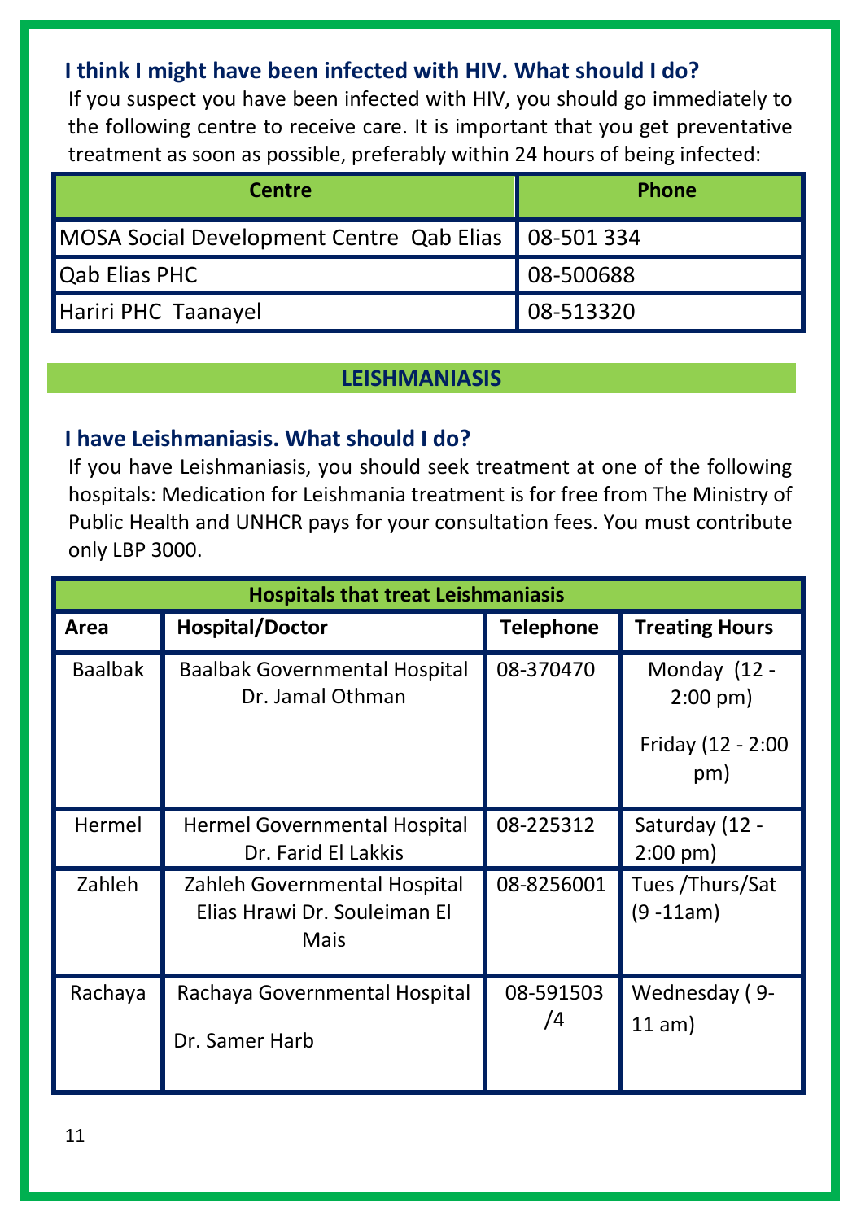### I think I might have been infected with HIV. What should I do?

If you suspect you have been infected with HIV, you should go immediately to the following centre to receive care. It is important that you get preventative treatment as soon as possible, preferably within 24 hours of being infected:

| Centre | Phone |
|---|---|
| MOSA Social Development Centre Qab Elias | 08-501 334 |
| Qab Elias PHC | 08-500688 |
| Hariri PHC Taanayel | 08-513320 |

## LEISHMANIASIS

### I have Leishmaniasis. What should I do?

If you have Leishmaniasis, you should seek treatment at one of the following hospitals: Medication for Leishmania treatment is for free from The Ministry of Public Health and UNHCR pays for your consultation fees. You must contribute only LBP 3000.

| Hospitals that treat Leishmaniasis | | | |
|---|---|---|---|
| **Area** | **Hospital/Doctor** | **Telephone** | **Treating Hours** |
| Baalbak | Baalbak Governmental Hospital Dr. Jamal Othman | 08-370470 | Monday (12 - 2:00 pm) Friday (12 - 2:00 pm) |
| Hermel | Hermel Governmental Hospital Dr. Farid El Lakkis | 08-225312 | Saturday (12 - 2:00 pm) |
| Zahleh | Zahleh Governmental Hospital Elias Hrawi Dr. Souleiman El Mais | 08-8256001 | Tues /Thurs/Sat (9 -11am) |
| Rachaya | Rachaya Governmental Hospital Dr. Samer Harb | 08-591503 /4 | Wednesday ( 9- 11 am) |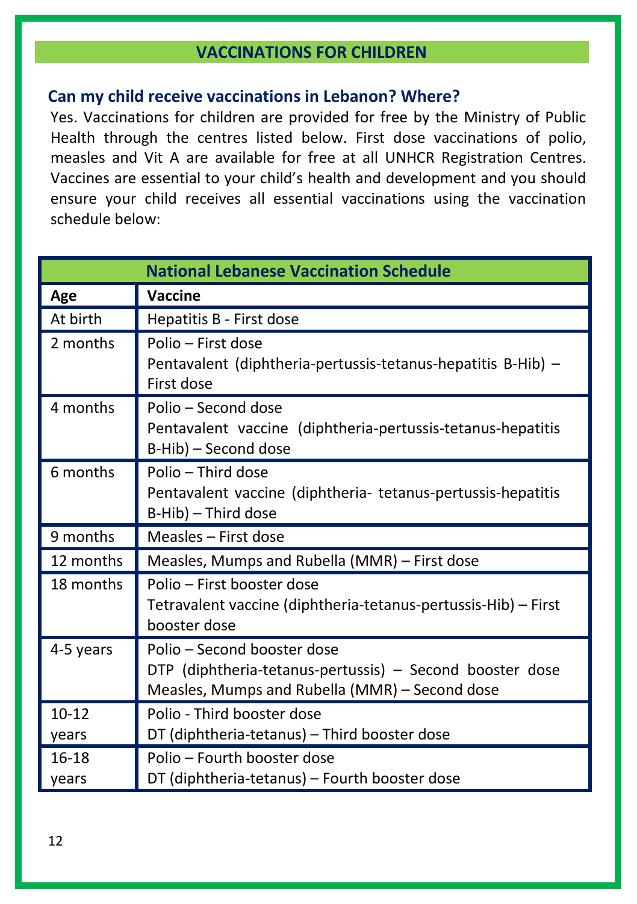## VACCINATIONS FOR CHILDREN

### Can my child receive vaccinations in Lebanon? Where?

Yes. Vaccinations for children are provided for free by the Ministry of Public Health through the centres listed below. First dose vaccinations of polio, measles and Vit A are available for free at all UNHCR Registration Centres. Vaccines are essential to your child's health and development and you should ensure your child receives all essential vaccinations using the vaccination schedule below:

| National Lebanese Vaccination Schedule | |
|---|---|
| **Age** | **Vaccine** |
| At birth | Hepatitis B - First dose |
| 2 months | Polio – First dose<br>Pentavalent (diphtheria-pertussis-tetanus-hepatitis B-Hib) – First dose |
| 4 months | Polio – Second dose<br>Pentavalent vaccine (diphtheria-pertussis-tetanus-hepatitis B-Hib) – Second dose |
| 6 months | Polio – Third dose<br>Pentavalent vaccine (diphtheria- tetanus-pertussis-hepatitis B-Hib) – Third dose |
| 9 months | Measles – First dose |
| 12 months | Measles, Mumps and Rubella (MMR) – First dose |
| 18 months | Polio – First booster dose<br>Tetravalent vaccine (diphtheria-tetanus-pertussis-Hib) – First booster dose |
| 4-5 years | Polio – Second booster dose<br>DTP (diphtheria-tetanus-pertussis) – Second booster dose<br>Measles, Mumps and Rubella (MMR) – Second dose |
| 10-12 years | Polio - Third booster dose<br>DT (diphtheria-tetanus) – Third booster dose |
| 16-18 years | Polio – Fourth booster dose<br>DT (diphtheria-tetanus) – Fourth booster dose |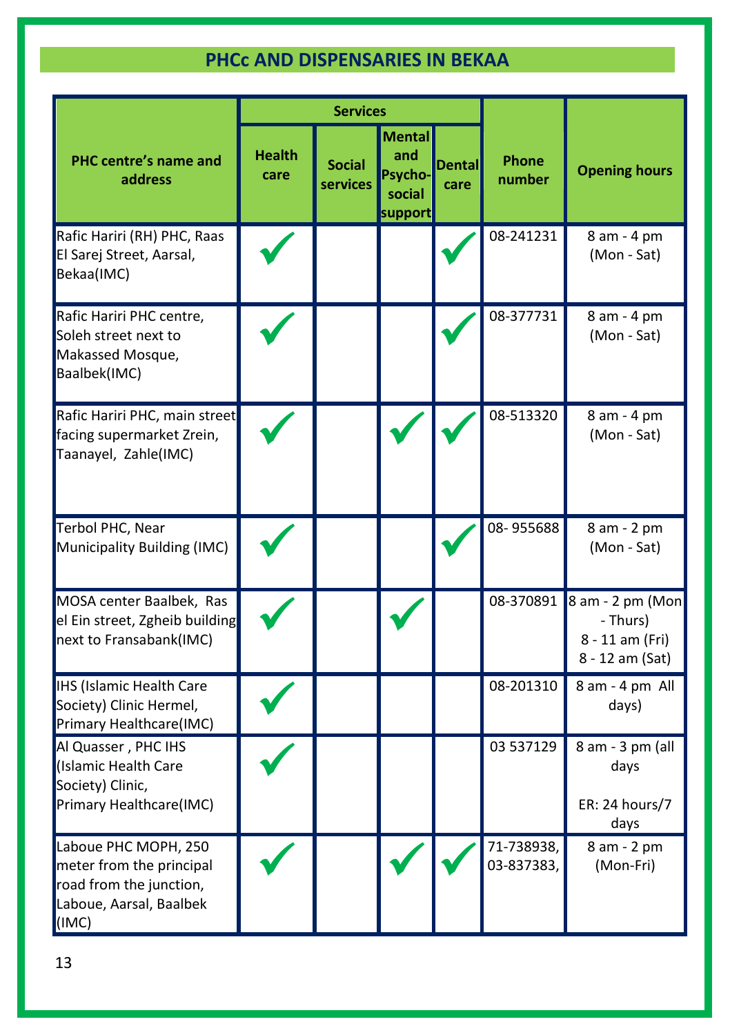## PHCc AND DISPENSARIES IN BEKAA

| PHC centre's name and address | Services | | | | Phone number | Opening hours |
|---|---|---|---|---|---|---|
| | Health care | Social services | Mental and Psycho-social support | Dental care | | |
| Rafic Hariri (RH) PHC, Raas El Sarej Street, Aarsal, Bekaa(IMC) | ✓ | | | ✓ | 08-241231 | 8 am - 4 pm (Mon - Sat) |
| Rafic Hariri PHC centre, Soleh street next to Makassed Mosque, Baalbek(IMC) | ✓ | | | ✓ | 08-377731 | 8 am - 4 pm (Mon - Sat) |
| Rafic Hariri PHC, main street facing supermarket Zrein, Taanayel, Zahle(IMC) | ✓ | | ✓ | ✓ | 08-513320 | 8 am - 4 pm (Mon - Sat) |
| Terbol PHC, Near Municipality Building (IMC) | ✓ | | | ✓ | 08- 955688 | 8 am - 2 pm (Mon - Sat) |
| MOSA center Baalbek, Ras el Ein street, Zgheib building next to Fransabank(IMC) | ✓ | | ✓ | | 08-370891 | 8 am - 2 pm (Mon - Thurs)<br>8 - 11 am (Fri)<br>8 - 12 am (Sat) |
| IHS (Islamic Health Care Society) Clinic Hermel, Primary Healthcare(IMC) | ✓ | | | | 08-201310 | 8 am - 4 pm All days) |
| Al Quasser , PHC IHS (Islamic Health Care Society) Clinic, Primary Healthcare(IMC) | ✓ | | | | 03 537129 | 8 am - 3 pm (all days<br>ER: 24 hours/7 days |
| Laboue PHC MOPH, 250 meter from the principal road from the junction, Laboue, Aarsal, Baalbek (IMC) | ✓ | | ✓ | ✓ | 71-738938, 03-837383, | 8 am - 2 pm (Mon-Fri) |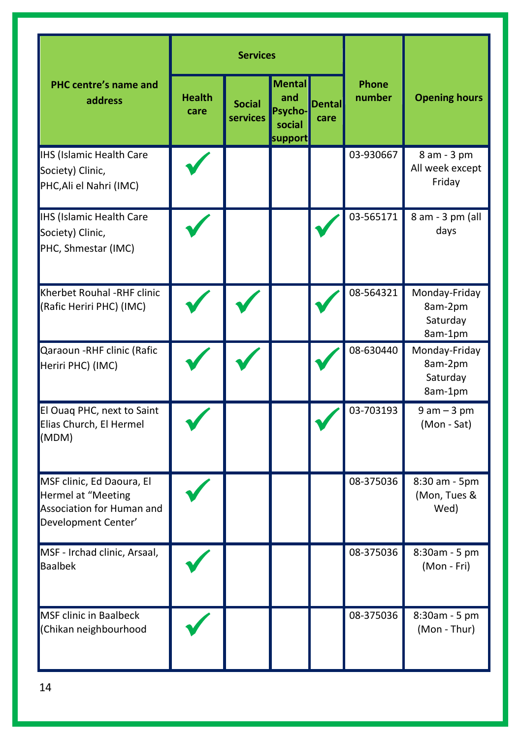| PHC centre's name and address | Services | | | | Phone number | Opening hours |
|---|---|---|---|---|---|---|
| | Health care | Social services | Mental and Psycho-social support | Dental care | | |
| IHS (Islamic Health Care Society) Clinic, PHC,Ali el Nahri (IMC) | ✓ | | | | 03-930667 | 8 am - 3 pm All week except Friday |
| IHS (Islamic Health Care Society) Clinic, PHC, Shmestar (IMC) | ✓ | | | ✓ | 03-565171 | 8 am - 3 pm (all days |
| Kherbet Rouhal -RHF clinic (Rafic Heriri PHC) (IMC) | ✓ | ✓ | | ✓ | 08-564321 | Monday-Friday 8am-2pm Saturday 8am-1pm |
| Qaraoun -RHF clinic (Rafic Heriri PHC) (IMC) | ✓ | ✓ | | ✓ | 08-630440 | Monday-Friday 8am-2pm Saturday 8am-1pm |
| El Ouaq PHC, next to Saint Elias Church, El Hermel (MDM) | ✓ | | | ✓ | 03-703193 | 9 am – 3 pm (Mon - Sat) |
| MSF clinic, Ed Daoura, El Hermel at "Meeting Association for Human and Development Center' | ✓ | | | | 08-375036 | 8:30 am - 5pm (Mon, Tues & Wed) |
| MSF - Irchad clinic, Arsaal, Baalbek | ✓ | | | | 08-375036 | 8:30am - 5 pm (Mon - Fri) |
| MSF clinic in Baalbeck (Chikan neighbourhood | ✓ | | | | 08-375036 | 8:30am - 5 pm (Mon - Thur) |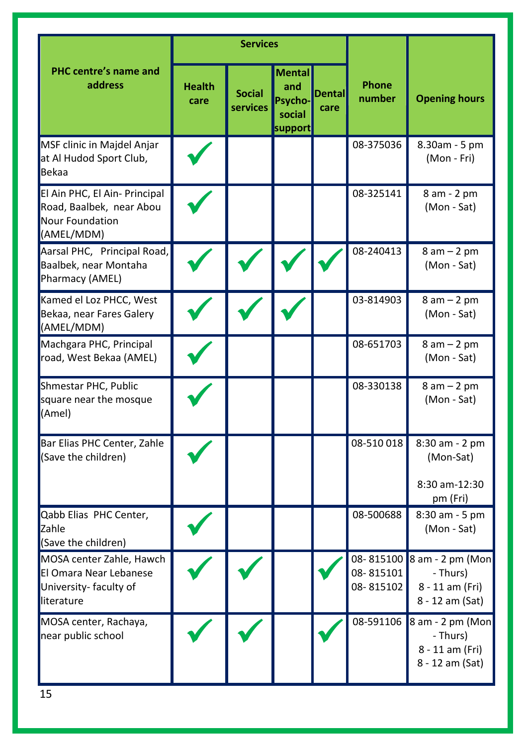| PHC centre's name and address | Services | | | | Phone number | Opening hours |
|---|---|---|---|---|---|---|
| | Health care | Social services | Mental and Psycho-social support | Dental care | | |
| MSF clinic in Majdel Anjar at Al Hudod Sport Club, Bekaa | ✓ | | | | 08-375036 | 8.30am - 5 pm (Mon - Fri) |
| El Ain PHC, El Ain- Principal Road, Baalbek, near Abou Nour Foundation (AMEL/MDM) | ✓ | | | | 08-325141 | 8 am - 2 pm (Mon - Sat) |
| Aarsal PHC, Principal Road, Baalbek, near Montaha Pharmacy (AMEL) | ✓ | ✓ | ✓ | ✓ | 08-240413 | 8 am – 2 pm (Mon - Sat) |
| Kamed el Loz PHCC, West Bekaa, near Fares Galery (AMEL/MDM) | ✓ | ✓ | ✓ | | 03-814903 | 8 am – 2 pm (Mon - Sat) |
| Machgara PHC, Principal road, West Bekaa (AMEL) | ✓ | | | | 08-651703 | 8 am – 2 pm (Mon - Sat) |
| Shmestar PHC, Public square near the mosque (Amel) | ✓ | | | | 08-330138 | 8 am – 2 pm (Mon - Sat) |
| Bar Elias PHC Center, Zahle (Save the children) | ✓ | | | | 08-510 018 | 8:30 am - 2 pm (Mon-Sat) 8:30 am-12:30 pm (Fri) |
| Qabb Elias PHC Center, Zahle (Save the children) | ✓ | | | | 08-500688 | 8:30 am - 5 pm (Mon - Sat) |
| MOSA center Zahle, Hawch El Omara Near Lebanese University- faculty of literature | ✓ | ✓ | | ✓ | 08- 815100 08- 815101 08- 815102 | 8 am - 2 pm (Mon - Thurs) 8 - 11 am (Fri) 8 - 12 am (Sat) |
| MOSA center, Rachaya, near public school | ✓ | ✓ | | ✓ | 08-591106 | 8 am - 2 pm (Mon - Thurs) 8 - 11 am (Fri) 8 - 12 am (Sat) |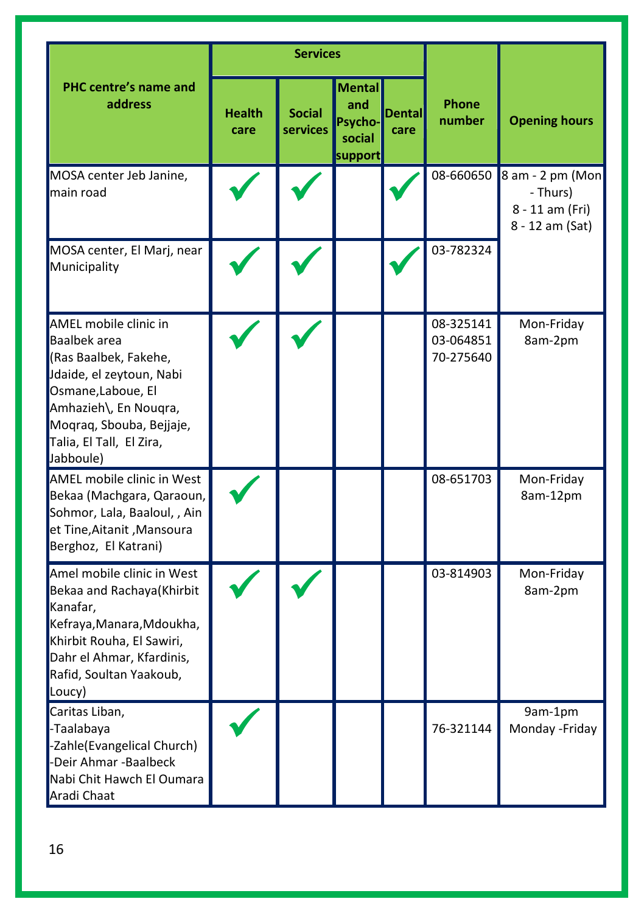| PHC centre's name and address | Services | | | | Phone number | Opening hours |
|---|---|---|---|---|---|---|
| | Health care | Social services | Mental and Psycho-social support | Dental care | | |
| MOSA center Jeb Janine, main road | ✓ | ✓ | | ✓ | 08-660650 | 8 am - 2 pm (Mon - Thurs) 8 - 11 am (Fri) 8 - 12 am (Sat) |
| MOSA center, El Marj, near Municipality | ✓ | ✓ | | ✓ | 03-782324 | |
| AMEL mobile clinic in Baalbek area (Ras Baalbek, Fakehe, Jdaide, el zeytoun, Nabi Osmane,Laboue, El Amhazieh\, En Nouqra, Moqraq, Sbouba, Bejjaje, Talia, El Tall, El Zira, Jabboule) | ✓ | ✓ | | | 08-325141 03-064851 70-275640 | Mon-Friday 8am-2pm |
| AMEL mobile clinic in West Bekaa (Machgara, Qaraoun, Sohmor, Lala, Baaloul, , Ain et Tine,Aitanit ,Mansoura Berghoz, El Katrani) | ✓ | | | | 08-651703 | Mon-Friday 8am-12pm |
| Amel mobile clinic in West Bekaa and Rachaya(Khirbit Kanafar, Kefraya,Manara,Mdoukha, Khirbit Rouha, El Sawiri, Dahr el Ahmar, Kfardinis, Rafid, Soultan Yaakoub, Loucy) | ✓ | ✓ | | | 03-814903 | Mon-Friday 8am-2pm |
| Caritas Liban, -Taalabaya -Zahle(Evangelical Church) -Deir Ahmar -Baalbeck Nabi Chit Hawch El Oumara Aradi Chaat | ✓ | | | | 76-321144 | 9am-1pm Monday -Friday |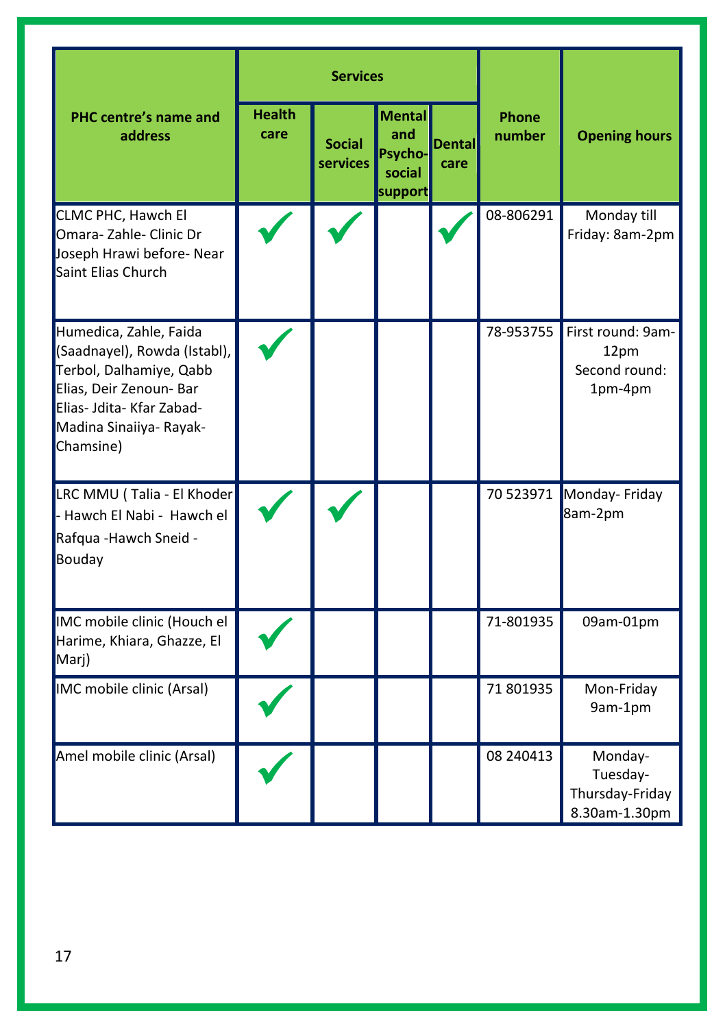| PHC centre's name and address | Services | | | | Phone number | Opening hours |
|---|---|---|---|---|---|---|
| | Health care | Social services | Mental and Psycho-social support | Dental care | | |
| CLMC PHC, Hawch El Omara- Zahle- Clinic Dr Joseph Hrawi before- Near Saint Elias Church | ✓ | ✓ | | ✓ | 08-806291 | Monday till Friday: 8am-2pm |
| Humedica, Zahle, Faida (Saadnayel), Rowda (Istabl), Terbol, Dalhamiye, Qabb Elias, Deir Zenoun- Bar Elias- Jdita- Kfar Zabad- Madina Sinaiiya- Rayak-Chamsine) | ✓ | | | | 78-953755 | First round: 9am-12pm Second round: 1pm-4pm |
| LRC MMU ( Talia - El Khoder - Hawch El Nabi - Hawch el Rafqua -Hawch Sneid - Bouday | ✓ | ✓ | | | 70 523971 | Monday- Friday 8am-2pm |
| IMC mobile clinic (Houch el Harime, Khiara, Ghazze, El Marj) | ✓ | | | | 71-801935 | 09am-01pm |
| IMC mobile clinic (Arsal) | ✓ | | | | 71 801935 | Mon-Friday 9am-1pm |
| Amel mobile clinic (Arsal) | ✓ | | | | 08 240413 | Monday-Tuesday-Thursday-Friday 8.30am-1.30pm |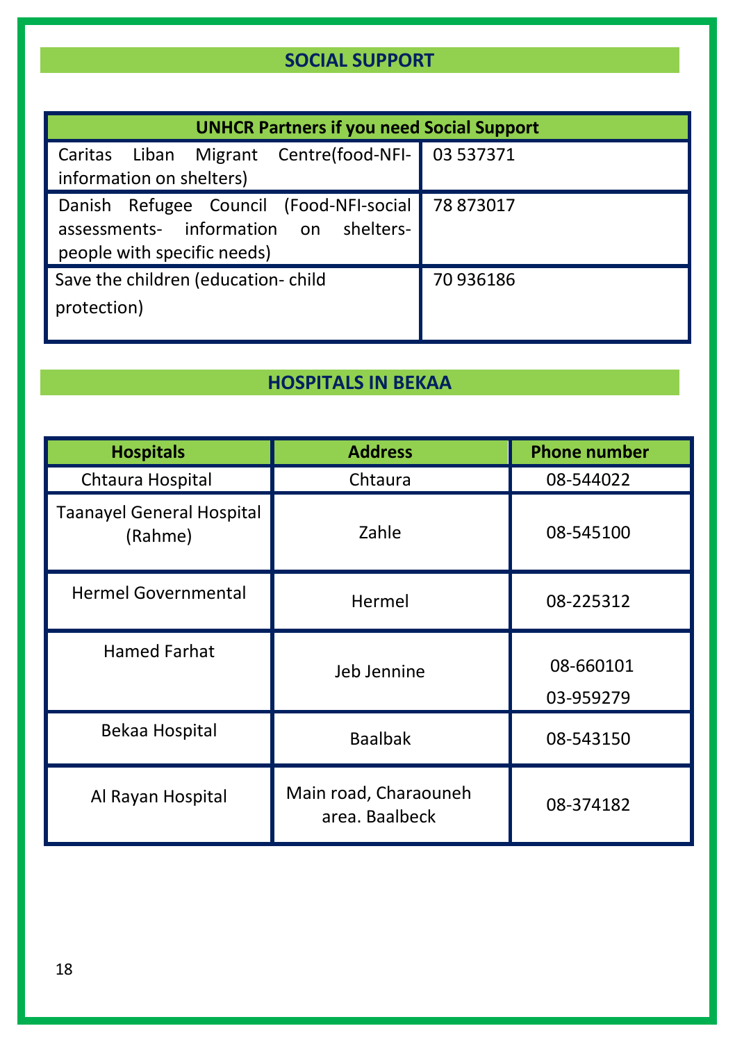## SOCIAL SUPPORT

| UNHCR Partners if you need Social Support | |
|---|---|
| Caritas Liban Migrant Centre(food-NFI-information on shelters) | 03 537371 |
| Danish Refugee Council (Food-NFI-social assessments- information on shelters-people with specific needs) | 78 873017 |
| Save the children (education- child protection) | 70 936186 |

## HOSPITALS IN BEKAA

| Hospitals | Address | Phone number |
|---|---|---|
| Chtaura Hospital | Chtaura | 08-544022 |
| Taanayel General Hospital (Rahme) | Zahle | 08-545100 |
| Hermel Governmental | Hermel | 08-225312 |
| Hamed Farhat | Jeb Jennine | 08-660101<br>03-959279 |
| Bekaa Hospital | Baalbak | 08-543150 |
| Al Rayan Hospital | Main road, Charaouneh area. Baalbeck | 08-374182 |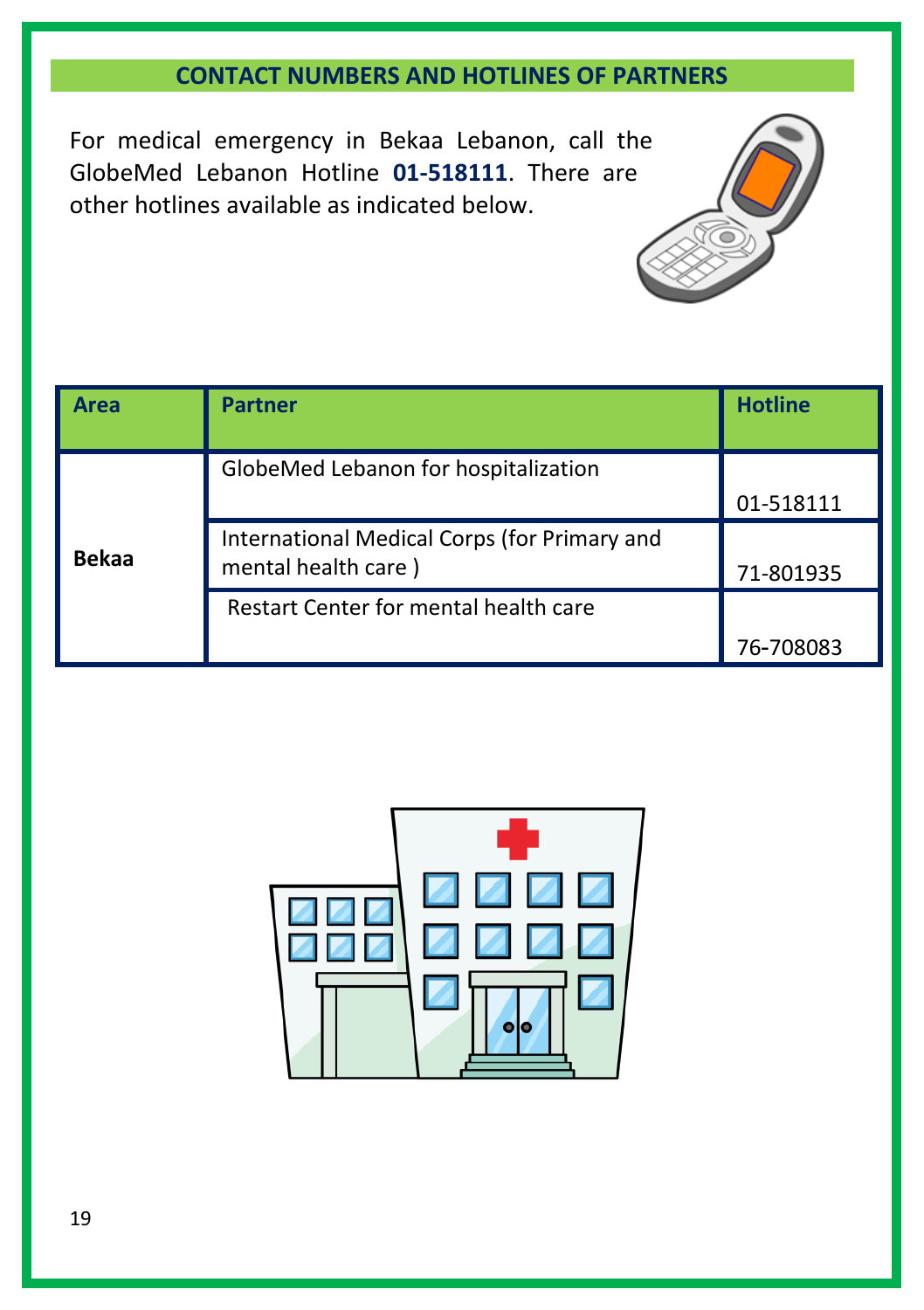## CONTACT NUMBERS AND HOTLINES OF PARTNERS

For medical emergency in Bekaa Lebanon, call the GlobeMed Lebanon Hotline **01-518111**. There are other hotlines available as indicated below.

| Area | Partner | Hotline |
|---|---|---|
| **Bekaa** | GlobeMed Lebanon for hospitalization | 01-518111 |
| | International Medical Corps (for Primary and mental health care ) | 71-801935 |
| | Restart Center for mental health care | 76-708083 |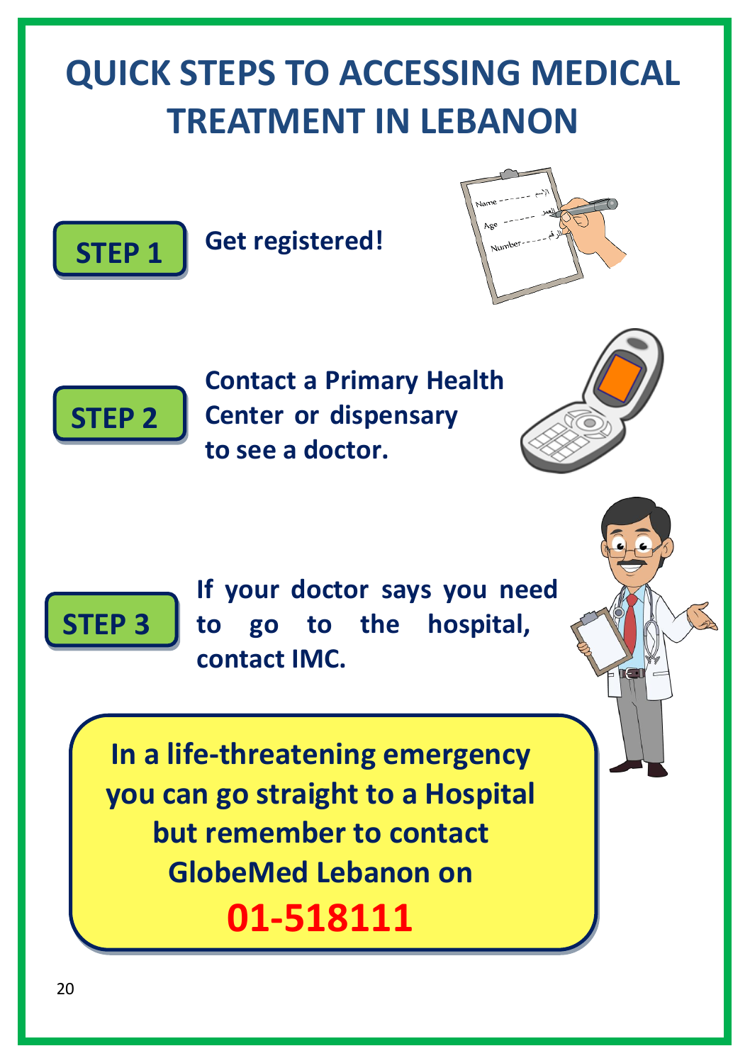# QUICK STEPS TO ACCESSING MEDICAL TREATMENT IN LEBANON

**STEP 1**

**Get registered!**

**STEP 2**

**Contact a Primary Health Center or dispensary to see a doctor.**

**STEP 3**

**If your doctor says you need to go to the hospital, contact IMC.**

**In a life-threatening emergency you can go straight to a Hospital but remember to contact GlobeMed Lebanon on**

**01-518111**